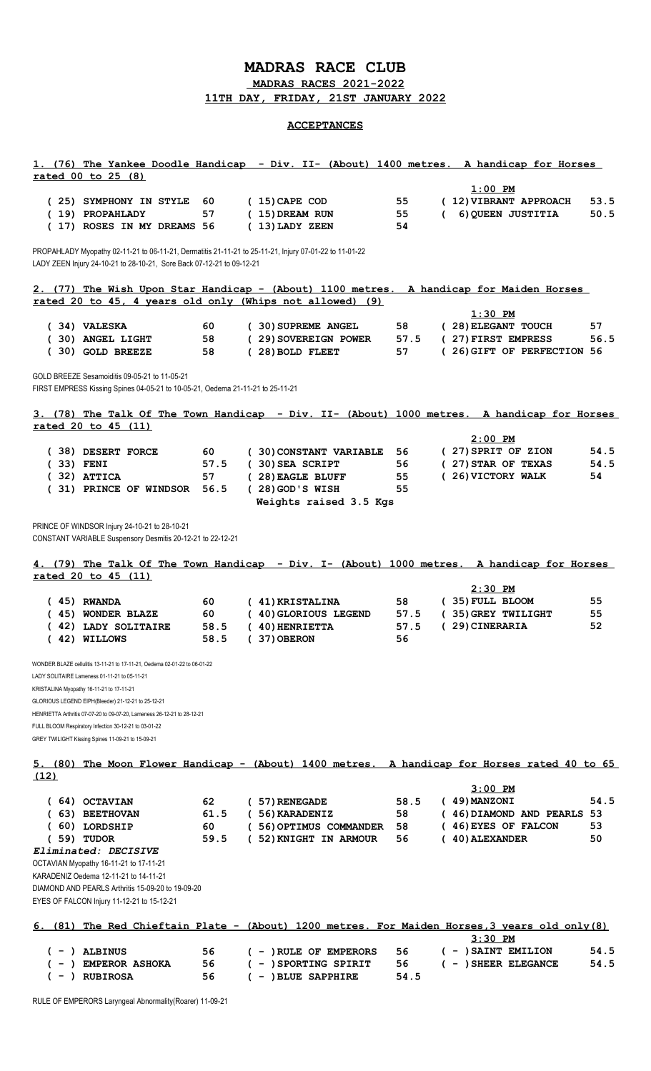# MADRAS RACE CLUB

## MADRAS RACES 2021-2022

## 11TH DAY, FRIDAY, 21ST JANUARY 2022

### ACCEPTANCES

**1. (76) The Yankee Doodle Handicap - Div. II- (About) 1400 metres. A handicap for Horses rated 00 to 25 (8)**

1:00 PM

| Rating | Horse | Wt | Rating | Horse | Wt | Rating | Horse | Wt |
|---|---|---|---|---|---|---|---|---|
| (25) | SYMPHONY IN STYLE | 60 | (15) | CAPE COD | 55 | (12) | VIBRANT APPROACH | 53.5 |
| (19) | PROPAHLADY | 57 | (15) | DREAM RUN | 55 | (6) | QUEEN JUSTITIA | 50.5 |
| (17) | ROSES IN MY DREAMS | 56 | (13) | LADY ZEEN | 54 | | | |

PROPAHLADY Myopathy 02-11-21 to 06-11-21, Dermatitis 21-11-21 to 25-11-21, Injury 07-01-22 to 11-01-22
LADY ZEEN Injury 24-10-21 to 28-10-21, Sore Back 07-12-21 to 09-12-21

**2. (77) The Wish Upon Star Handicap - (About) 1100 metres. A handicap for Maiden Horses rated 20 to 45, 4 years old only (Whips not allowed) (9)**

1:30 PM

| Rating | Horse | Wt | Rating | Horse | Wt | Rating | Horse | Wt |
|---|---|---|---|---|---|---|---|---|
| (34) | VALESKA | 60 | (30) | SUPREME ANGEL | 58 | (28) | ELEGANT TOUCH | 57 |
| (30) | ANGEL LIGHT | 58 | (29) | SOVEREIGN POWER | 57.5 | (27) | FIRST EMPRESS | 56.5 |
| (30) | GOLD BREEZE | 58 | (28) | BOLD FLEET | 57 | (26) | GIFT OF PERFECTION | 56 |

GOLD BREEZE Sesamoiditis 09-05-21 to 11-05-21
FIRST EMPRESS Kissing Spines 04-05-21 to 10-05-21, Oedema 21-11-21 to 25-11-21

**3. (78) The Talk Of The Town Handicap - Div. II- (About) 1000 metres. A handicap for Horses rated 20 to 45 (11)**

2:00 PM

| Rating | Horse | Wt | Rating | Horse | Wt | Rating | Horse | Wt |
|---|---|---|---|---|---|---|---|---|
| (38) | DESERT FORCE | 60 | (30) | CONSTANT VARIABLE | 56 | (27) | SPRIT OF ZION | 54.5 |
| (33) | FENI | 57.5 | (30) | SEA SCRIPT | 56 | (27) | STAR OF TEXAS | 54.5 |
| (32) | ATTICA | 57 | (28) | EAGLE BLUFF | 55 | (26) | VICTORY WALK | 54 |
| (31) | PRINCE OF WINDSOR | 56.5 | (28) | GOD'S WISH | 55 | | | |

Weights raised 3.5 Kgs

PRINCE OF WINDSOR Injury 24-10-21 to 28-10-21
CONSTANT VARIABLE Suspensory Desmitis 20-12-21 to 22-12-21

**4. (79) The Talk Of The Town Handicap - Div. I- (About) 1000 metres. A handicap for Horses rated 20 to 45 (11)**

2:30 PM

| Rating | Horse | Wt | Rating | Horse | Wt | Rating | Horse | Wt |
|---|---|---|---|---|---|---|---|---|
| (45) | RWANDA | 60 | (41) | KRISTALINA | 58 | (35) | FULL BLOOM | 55 |
| (45) | WONDER BLAZE | 60 | (40) | GLORIOUS LEGEND | 57.5 | (35) | GREY TWILIGHT | 55 |
| (42) | LADY SOLITAIRE | 58.5 | (40) | HENRIETTA | 57.5 | (29) | CINERARIA | 52 |
| (42) | WILLOWS | 58.5 | (37) | OBERON | 56 | | | |

WONDER BLAZE cellulitis 13-11-21 to 17-11-21, Oedema 02-01-22 to 06-01-22
LADY SOLITAIRE Lameness 01-11-21 to 05-11-21
KRISTALINA Myopathy 16-11-21 to 17-11-21
GLORIOUS LEGEND EIPH(Bleeder) 21-12-21 to 25-12-21
HENRIETTA Arthritis 07-07-20 to 09-07-20, Lameness 26-12-21 to 28-12-21
FULL BLOOM Respiratory Infection 30-12-21 to 03-01-22
GREY TWILIGHT Kissing Spines 11-09-21 to 15-09-21

**5. (80) The Moon Flower Handicap - (About) 1400 metres. A handicap for Horses rated 40 to 65 (12)**

3:00 PM

| Rating | Horse | Wt | Rating | Horse | Wt | Rating | Horse | Wt |
|---|---|---|---|---|---|---|---|---|
| (64) | OCTAVIAN | 62 | (57) | RENEGADE | 58.5 | (49) | MANZONI | 54.5 |
| (63) | BEETHOVAN | 61.5 | (56) | KARADENIZ | 58 | (46) | DIAMOND AND PEARLS | 53 |
| (60) | LORDSHIP | 60 | (56) | OPTIMUS COMMANDER | 58 | (46) | EYES OF FALCON | 53 |
| (59) | TUDOR | 59.5 | (52) | KNIGHT IN ARMOUR | 56 | (40) | ALEXANDER | 50 |

***Eliminated: DECISIVE***

OCTAVIAN Myopathy 16-11-21 to 17-11-21
KARADENIZ Oedema 12-11-21 to 14-11-21
DIAMOND AND PEARLS Arthritis 15-09-20 to 19-09-20
EYES OF FALCON Injury 11-12-21 to 15-12-21

**6. (81) The Red Chieftain Plate - (About) 1200 metres. For Maiden Horses,3 years old only(8)**

3:30 PM

| Rating | Horse | Wt | Rating | Horse | Wt | Rating | Horse | Wt |
|---|---|---|---|---|---|---|---|---|
| (-) | ALBINUS | 56 | (-) | RULE OF EMPERORS | 56 | (-) | SAINT EMILION | 54.5 |
| (-) | EMPEROR ASHOKA | 56 | (-) | SPORTING SPIRIT | 56 | (-) | SHEER ELEGANCE | 54.5 |
| (-) | RUBIROSA | 56 | (-) | BLUE SAPPHIRE | 54.5 | | | |

RULE OF EMPERORS Laryngeal Abnormality(Roarer) 11-09-21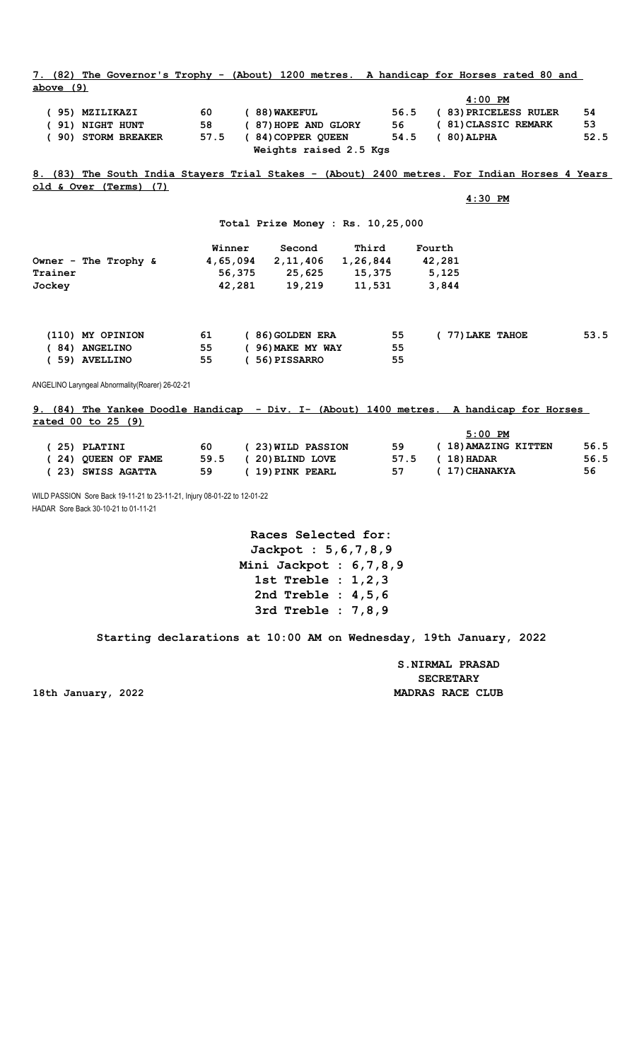**7. (82) The Governor's Trophy - (About) 1200 metres. A handicap for Horses rated 80 and above (9)**

**4:00 PM**

| | | | | | |
|---|---|---|---|---|---|
| ( 95) MZILIKAZI | 60 | ( 88) WAKEFUL | 56.5 | ( 83) PRICELESS RULER | 54 |
| ( 91) NIGHT HUNT | 58 | ( 87) HOPE AND GLORY | 56 | ( 81) CLASSIC REMARK | 53 |
| ( 90) STORM BREAKER | 57.5 | ( 84) COPPER QUEEN | 54.5 | ( 80) ALPHA | 52.5 |

**Weights raised 2.5 Kgs**

**8. (83) The South India Stayers Trial Stakes - (About) 2400 metres. For Indian Horses 4 Years old & Over (Terms) (7)**

**4:30 PM**

**Total Prize Money : Rs. 10,25,000**

| | Winner | Second | Third | Fourth |
|---|---|---|---|---|
| Owner - The Trophy & | 4,65,094 | 2,11,406 | 1,26,844 | 42,281 |
| Trainer | 56,375 | 25,625 | 15,375 | 5,125 |
| Jockey | 42,281 | 19,219 | 11,531 | 3,844 |

| | | | | | |
|---|---|---|---|---|---|
| (110) MY OPINION | 61 | ( 86) GOLDEN ERA | 55 | ( 77) LAKE TAHOE | 53.5 |
| ( 84) ANGELINO | 55 | ( 96) MAKE MY WAY | 55 | | |
| ( 59) AVELLINO | 55 | ( 56) PISSARRO | 55 | | |

ANGELINO Laryngeal Abnormality(Roarer) 26-02-21

**9. (84) The Yankee Doodle Handicap - Div. I- (About) 1400 metres. A handicap for Horses rated 00 to 25 (9)**

**5:00 PM**

| | | | | | |
|---|---|---|---|---|---|
| ( 25) PLATINI | 60 | ( 23) WILD PASSION | 59 | ( 18) AMAZING KITTEN | 56.5 |
| ( 24) QUEEN OF FAME | 59.5 | ( 20) BLIND LOVE | 57.5 | ( 18) HADAR | 56.5 |
| ( 23) SWISS AGATTA | 59 | ( 19) PINK PEARL | 57 | ( 17) CHANAKYA | 56 |

WILD PASSION Sore Back 19-11-21 to 23-11-21, Injury 08-01-22 to 12-01-22

HADAR Sore Back 30-10-21 to 01-11-21

**Races Selected for:**

**Jackpot : 5,6,7,8,9**

**Mini Jackpot : 6,7,8,9**

**1st Treble : 1,2,3**

**2nd Treble : 4,5,6**

**3rd Treble : 7,8,9**

**Starting declarations at 10:00 AM on Wednesday, 19th January, 2022**

**S.NIRMAL PRASAD**
**SECRETARY**
**MADRAS RACE CLUB**

**18th January, 2022**